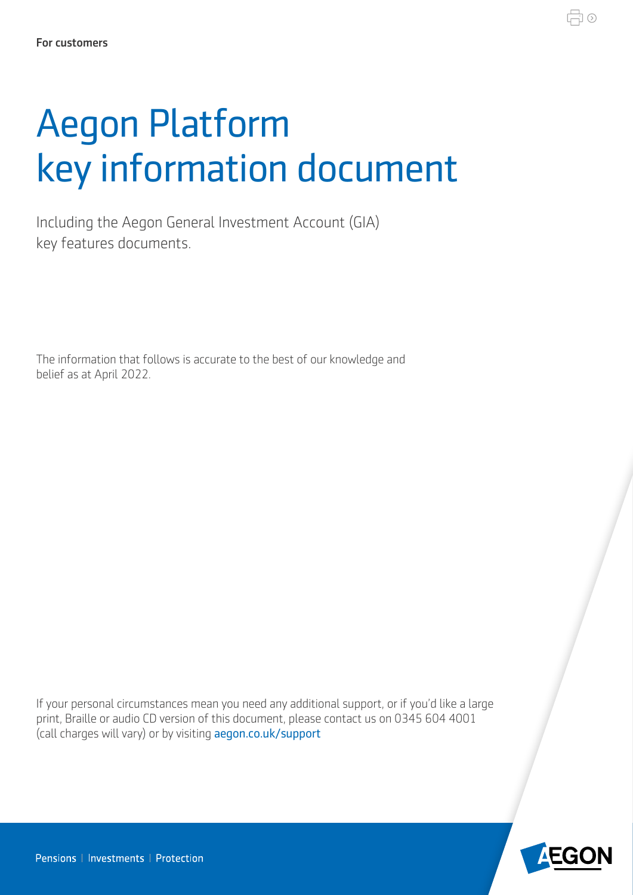For customers

# Aegon Platform key information document

Including the Aegon General Investment Account (GIA) key features documents.

The information that follows is accurate to the best of our knowledge and belief as at April 2022.

If your personal circumstances mean you need any additional support, or if you'd like a large print, Braille or audio CD version of this document, please contact us on 0345 604 4001 (call charges will vary) or by visiting aegon.co.uk/support

Pensions | Investments | Protection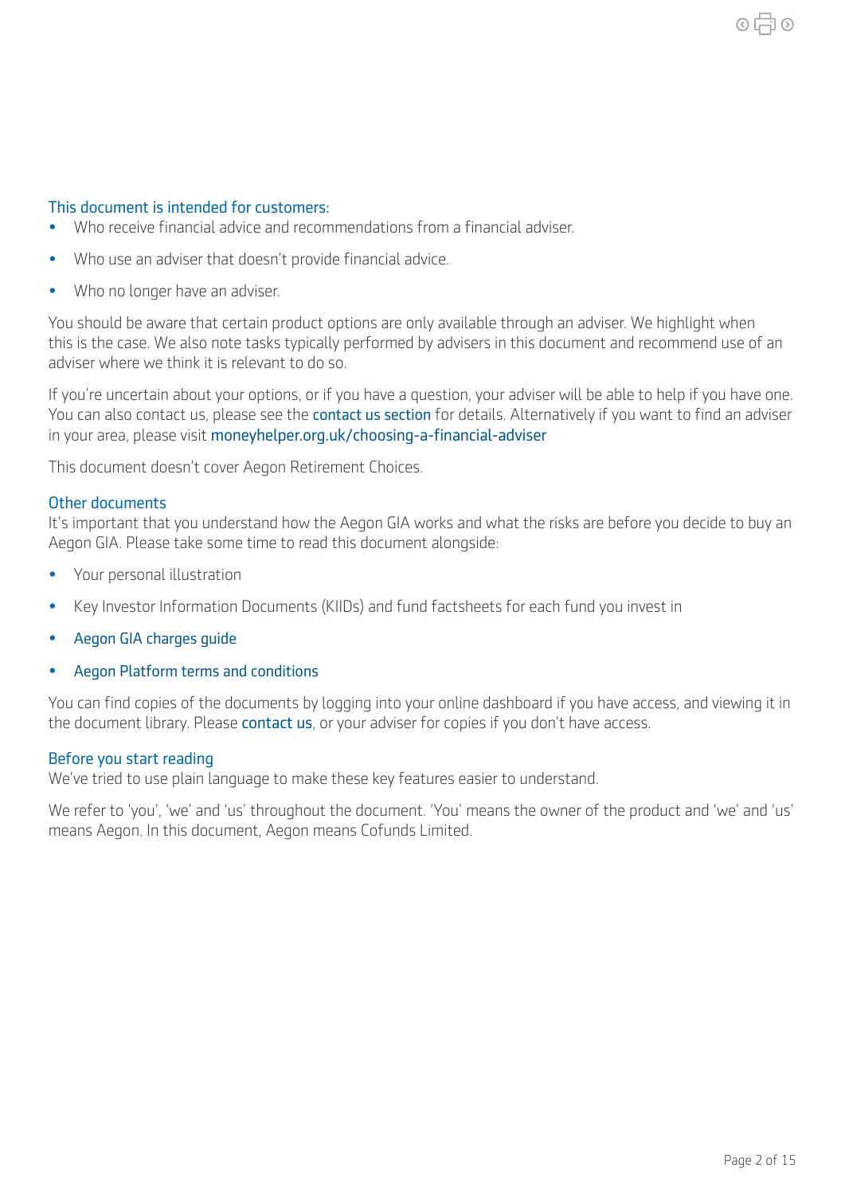## This document is intended for customers:

- Who receive financial advice and recommendations from a financial adviser.
- Who use an adviser that doesn't provide financial advice.
- Who no longer have an adviser.

You should be aware that certain product options are only available through an adviser. We highlight when this is the case. We also note tasks typically performed by advisers in this document and recommend use of an adviser where we think it is relevant to do so.

If you're uncertain about your options, or if you have a question, your adviser will be able to help if you have one. You can also contact us, please see the contact us section for details. Alternatively if you want to find an adviser in your area, please visit moneyhelper.org.uk/choosing-a-financial-adviser

This document doesn't cover Aegon Retirement Choices.

## Other documents

It's important that you understand how the Aegon GIA works and what the risks are before you decide to buy an Aegon GIA. Please take some time to read this document alongside:

- Your personal illustration
- Key Investor Information Documents (KIIDs) and fund factsheets for each fund you invest in
- Aegon GIA charges guide
- Aegon Platform terms and conditions

You can find copies of the documents by logging into your online dashboard if you have access, and viewing it in the document library. Please contact us, or your adviser for copies if you don't have access.

## Before you start reading

We've tried to use plain language to make these key features easier to understand.

We refer to 'you', 'we' and 'us' throughout the document. 'You' means the owner of the product and 'we' and 'us' means Aegon. In this document, Aegon means Cofunds Limited.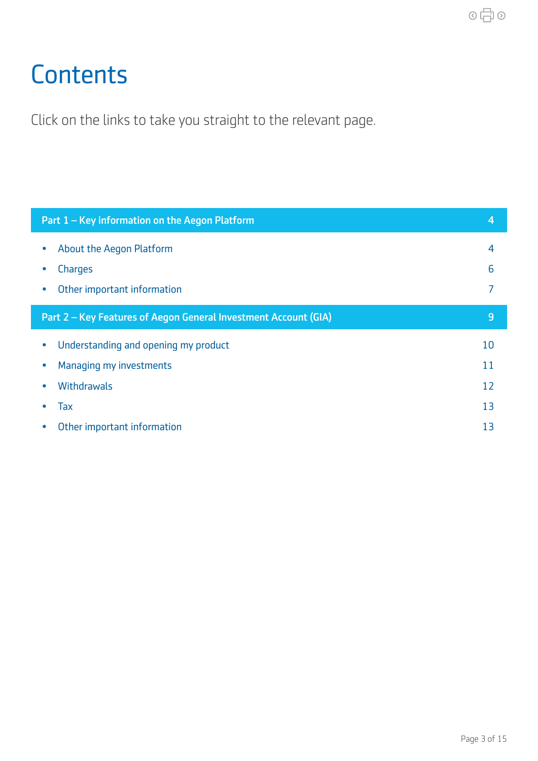# Contents

Click on the links to take you straight to the relevant page.

| Part 1 – Key information on the Aegon Platform | 4 |
|---|---|
| • About the Aegon Platform | 4 |
| • Charges | 6 |
| • Other important information | 7 |
| **Part 2 – Key Features of Aegon General Investment Account (GIA)** | **9** |
| • Understanding and opening my product | 10 |
| • Managing my investments | 11 |
| • Withdrawals | 12 |
| • Tax | 13 |
| • Other important information | 13 |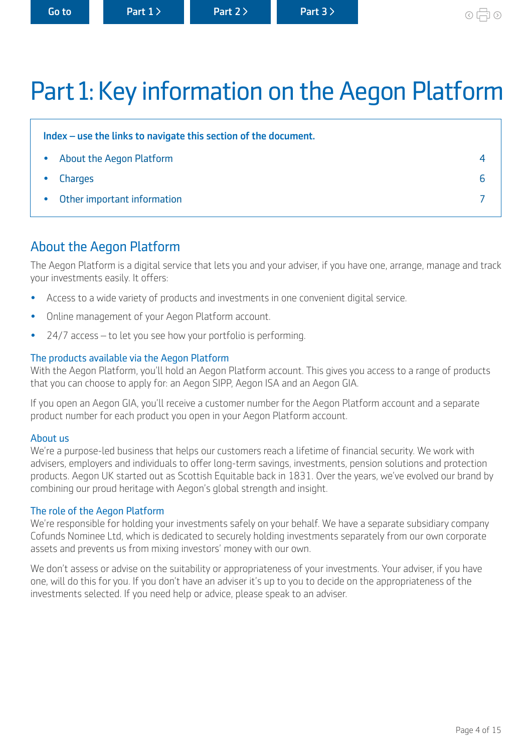# Part 1: Key information on the Aegon Platform

**Index – use the links to navigate this section of the document.**

- About the Aegon Platform 4
- Charges 6
- Other important information 7

## About the Aegon Platform

The Aegon Platform is a digital service that lets you and your adviser, if you have one, arrange, manage and track your investments easily. It offers:

- Access to a wide variety of products and investments in one convenient digital service.
- Online management of your Aegon Platform account.
- 24/7 access – to let you see how your portfolio is performing.

### The products available via the Aegon Platform

With the Aegon Platform, you'll hold an Aegon Platform account. This gives you access to a range of products that you can choose to apply for: an Aegon SIPP, Aegon ISA and an Aegon GIA.

If you open an Aegon GIA, you'll receive a customer number for the Aegon Platform account and a separate product number for each product you open in your Aegon Platform account.

### About us

We're a purpose-led business that helps our customers reach a lifetime of financial security. We work with advisers, employers and individuals to offer long-term savings, investments, pension solutions and protection products. Aegon UK started out as Scottish Equitable back in 1831. Over the years, we've evolved our brand by combining our proud heritage with Aegon's global strength and insight.

### The role of the Aegon Platform

We're responsible for holding your investments safely on your behalf. We have a separate subsidiary company Cofunds Nominee Ltd, which is dedicated to securely holding investments separately from our own corporate assets and prevents us from mixing investors' money with our own.

We don't assess or advise on the suitability or appropriateness of your investments. Your adviser, if you have one, will do this for you. If you don't have an adviser it's up to you to decide on the appropriateness of the investments selected. If you need help or advice, please speak to an adviser.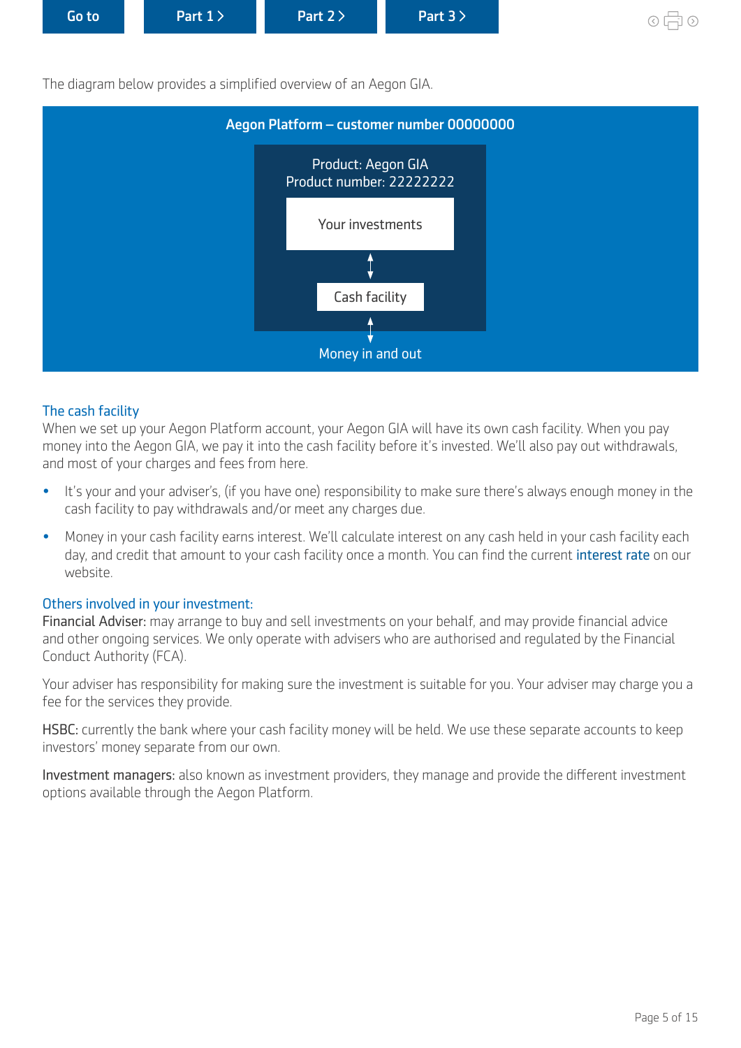The diagram below provides a simplified overview of an Aegon GIA.

**Aegon Platform – customer number 00000000**

Product: Aegon GIA
Product number: 22222222

Your investments

↕

Cash facility

↕

Money in and out

## The cash facility

When we set up your Aegon Platform account, your Aegon GIA will have its own cash facility. When you pay money into the Aegon GIA, we pay it into the cash facility before it's invested. We'll also pay out withdrawals, and most of your charges and fees from here.

- It's your and your adviser's, (if you have one) responsibility to make sure there's always enough money in the cash facility to pay withdrawals and/or meet any charges due.
- Money in your cash facility earns interest. We'll calculate interest on any cash held in your cash facility each day, and credit that amount to your cash facility once a month. You can find the current interest rate on our website.

## Others involved in your investment:

**Financial Adviser:** may arrange to buy and sell investments on your behalf, and may provide financial advice and other ongoing services. We only operate with advisers who are authorised and regulated by the Financial Conduct Authority (FCA).

Your adviser has responsibility for making sure the investment is suitable for you. Your adviser may charge you a fee for the services they provide.

**HSBC:** currently the bank where your cash facility money will be held. We use these separate accounts to keep investors' money separate from our own.

**Investment managers:** also known as investment providers, they manage and provide the different investment options available through the Aegon Platform.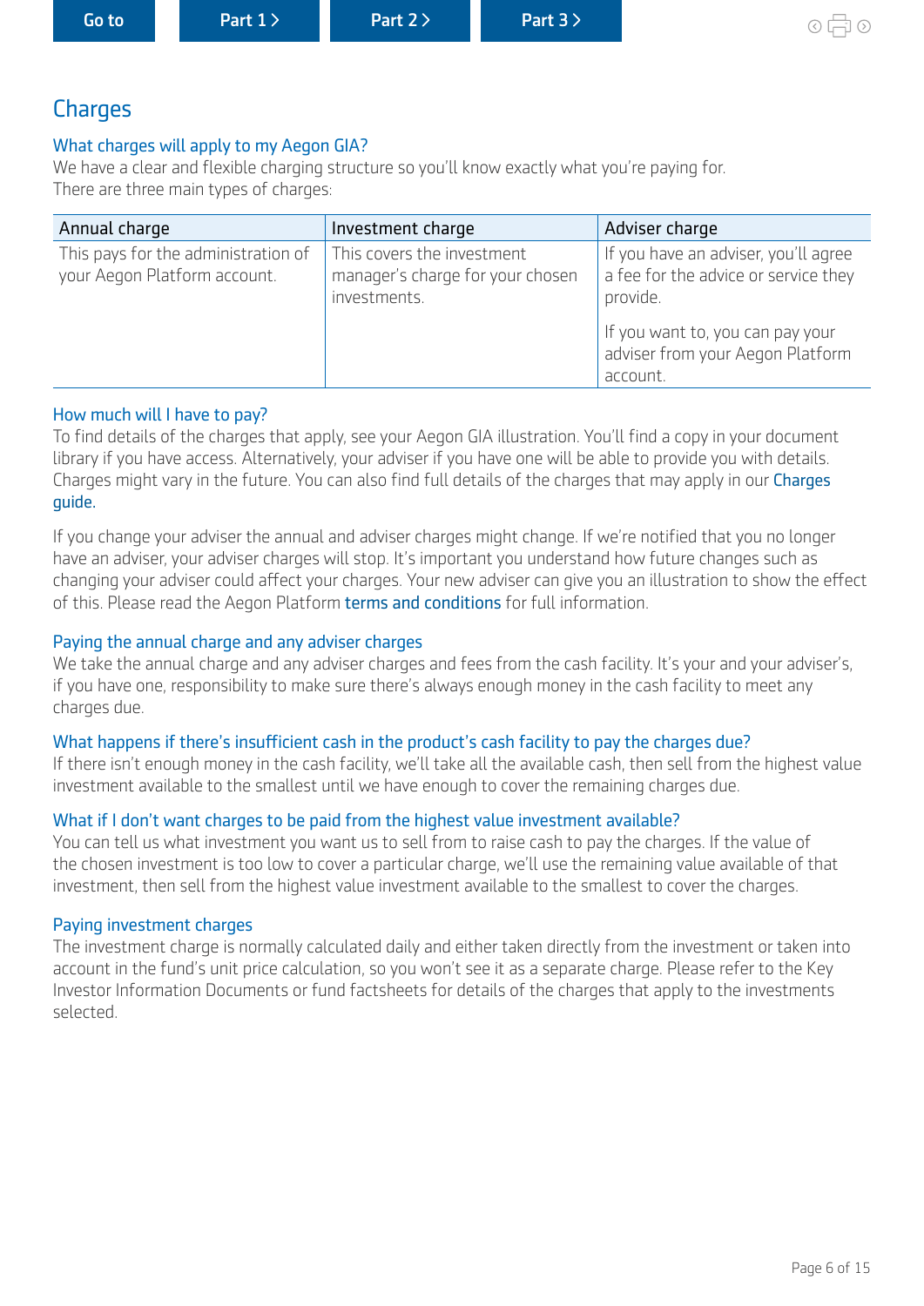# Charges

### What charges will apply to my Aegon GIA?

We have a clear and flexible charging structure so you'll know exactly what you're paying for.
There are three main types of charges:

| Annual charge | Investment charge | Adviser charge |
|---|---|---|
| This pays for the administration of your Aegon Platform account. | This covers the investment manager's charge for your chosen investments. | If you have an adviser, you'll agree a fee for the advice or service they provide.<br><br>If you want to, you can pay your adviser from your Aegon Platform account. |

### How much will I have to pay?

To find details of the charges that apply, see your Aegon GIA illustration. You'll find a copy in your document library if you have access. Alternatively, your adviser if you have one will be able to provide you with details. Charges might vary in the future. You can also find full details of the charges that may apply in our Charges guide.

If you change your adviser the annual and adviser charges might change. If we're notified that you no longer have an adviser, your adviser charges will stop. It's important you understand how future changes such as changing your adviser could affect your charges. Your new adviser can give you an illustration to show the effect of this. Please read the Aegon Platform terms and conditions for full information.

### Paying the annual charge and any adviser charges

We take the annual charge and any adviser charges and fees from the cash facility. It's your and your adviser's, if you have one, responsibility to make sure there's always enough money in the cash facility to meet any charges due.

### What happens if there's insufficient cash in the product's cash facility to pay the charges due?

If there isn't enough money in the cash facility, we'll take all the available cash, then sell from the highest value investment available to the smallest until we have enough to cover the remaining charges due.

### What if I don't want charges to be paid from the highest value investment available?

You can tell us what investment you want us to sell from to raise cash to pay the charges. If the value of the chosen investment is too low to cover a particular charge, we'll use the remaining value available of that investment, then sell from the highest value investment available to the smallest to cover the charges.

### Paying investment charges

The investment charge is normally calculated daily and either taken directly from the investment or taken into account in the fund's unit price calculation, so you won't see it as a separate charge. Please refer to the Key Investor Information Documents or fund factsheets for details of the charges that apply to the investments selected.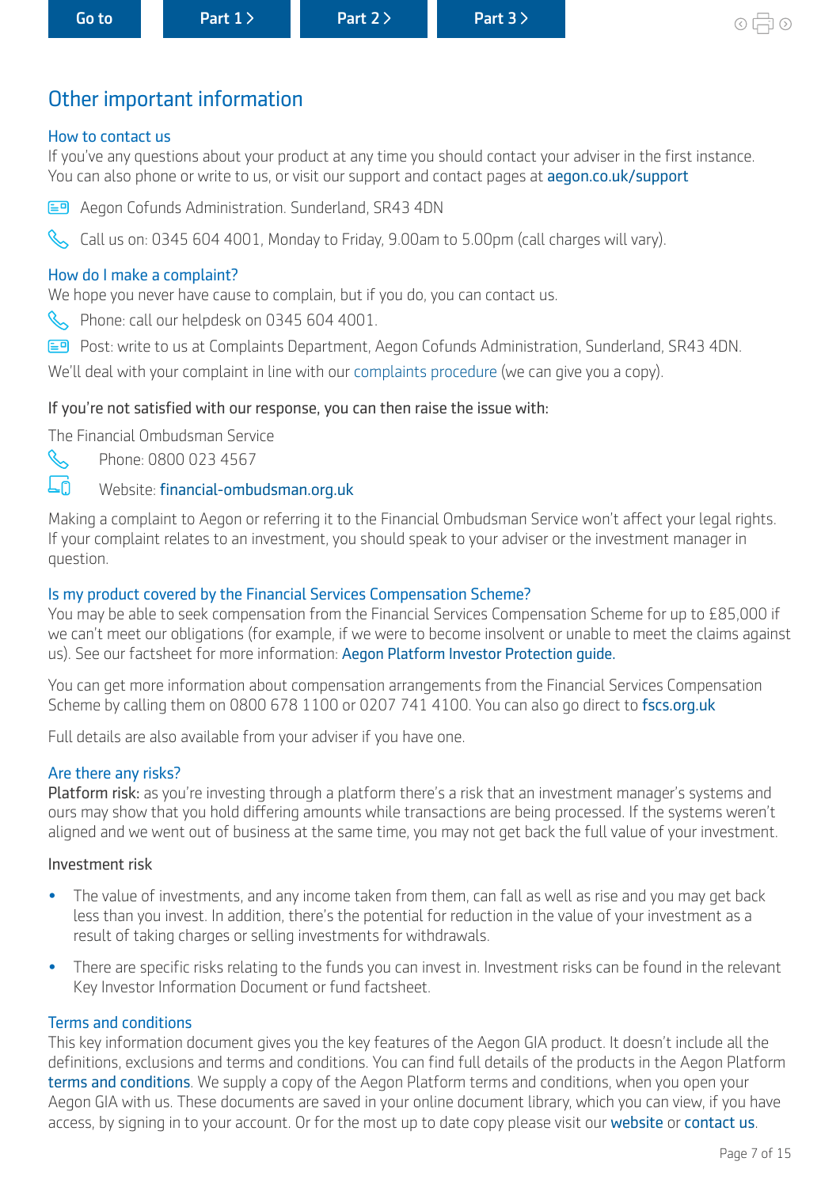## Other important information

### How to contact us

If you've any questions about your product at any time you should contact your adviser in the first instance. You can also phone or write to us, or visit our support and contact pages at aegon.co.uk/support

Aegon Cofunds Administration. Sunderland, SR43 4DN

Call us on: 0345 604 4001, Monday to Friday, 9.00am to 5.00pm (call charges will vary).

### How do I make a complaint?

We hope you never have cause to complain, but if you do, you can contact us.

Phone: call our helpdesk on 0345 604 4001.

Post: write to us at Complaints Department, Aegon Cofunds Administration, Sunderland, SR43 4DN.

We'll deal with your complaint in line with our complaints procedure (we can give you a copy).

If you're not satisfied with our response, you can then raise the issue with:

The Financial Ombudsman Service

Phone: 0800 023 4567

Website: financial-ombudsman.org.uk

Making a complaint to Aegon or referring it to the Financial Ombudsman Service won't affect your legal rights. If your complaint relates to an investment, you should speak to your adviser or the investment manager in question.

### Is my product covered by the Financial Services Compensation Scheme?

You may be able to seek compensation from the Financial Services Compensation Scheme for up to £85,000 if we can't meet our obligations (for example, if we were to become insolvent or unable to meet the claims against us). See our factsheet for more information: Aegon Platform Investor Protection guide.

You can get more information about compensation arrangements from the Financial Services Compensation Scheme by calling them on 0800 678 1100 or 0207 741 4100. You can also go direct to fscs.org.uk

Full details are also available from your adviser if you have one.

### Are there any risks?

**Platform risk:** as you're investing through a platform there's a risk that an investment manager's systems and ours may show that you hold differing amounts while transactions are being processed. If the systems weren't aligned and we went out of business at the same time, you may not get back the full value of your investment.

Investment risk

- The value of investments, and any income taken from them, can fall as well as rise and you may get back less than you invest. In addition, there's the potential for reduction in the value of your investment as a result of taking charges or selling investments for withdrawals.
- There are specific risks relating to the funds you can invest in. Investment risks can be found in the relevant Key Investor Information Document or fund factsheet.

### Terms and conditions

This key information document gives you the key features of the Aegon GIA product. It doesn't include all the definitions, exclusions and terms and conditions. You can find full details of the products in the Aegon Platform terms and conditions. We supply a copy of the Aegon Platform terms and conditions, when you open your Aegon GIA with us. These documents are saved in your online document library, which you can view, if you have access, by signing in to your account. Or for the most up to date copy please visit our website or contact us.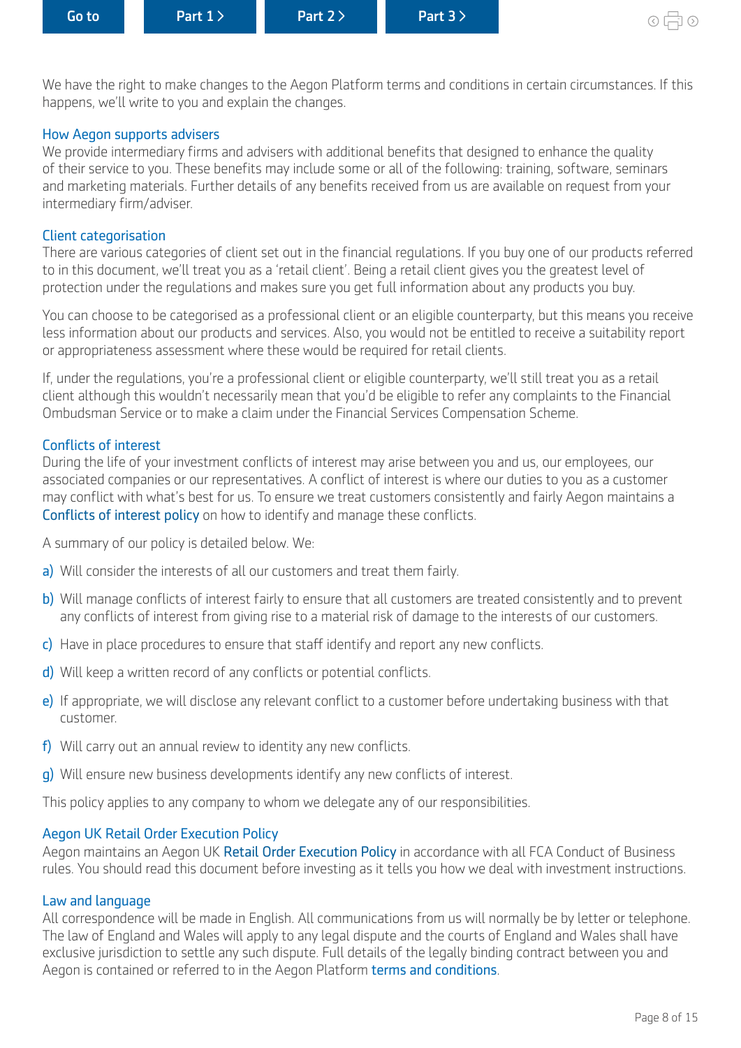We have the right to make changes to the Aegon Platform terms and conditions in certain circumstances. If this happens, we'll write to you and explain the changes.

### How Aegon supports advisers

We provide intermediary firms and advisers with additional benefits that designed to enhance the quality of their service to you. These benefits may include some or all of the following: training, software, seminars and marketing materials. Further details of any benefits received from us are available on request from your intermediary firm/adviser.

### Client categorisation

There are various categories of client set out in the financial regulations. If you buy one of our products referred to in this document, we'll treat you as a 'retail client'. Being a retail client gives you the greatest level of protection under the regulations and makes sure you get full information about any products you buy.

You can choose to be categorised as a professional client or an eligible counterparty, but this means you receive less information about our products and services. Also, you would not be entitled to receive a suitability report or appropriateness assessment where these would be required for retail clients.

If, under the regulations, you're a professional client or eligible counterparty, we'll still treat you as a retail client although this wouldn't necessarily mean that you'd be eligible to refer any complaints to the Financial Ombudsman Service or to make a claim under the Financial Services Compensation Scheme.

### Conflicts of interest

During the life of your investment conflicts of interest may arise between you and us, our employees, our associated companies or our representatives. A conflict of interest is where our duties to you as a customer may conflict with what's best for us. To ensure we treat customers consistently and fairly Aegon maintains a Conflicts of interest policy on how to identify and manage these conflicts.

A summary of our policy is detailed below. We:

a) Will consider the interests of all our customers and treat them fairly.

b) Will manage conflicts of interest fairly to ensure that all customers are treated consistently and to prevent any conflicts of interest from giving rise to a material risk of damage to the interests of our customers.

c) Have in place procedures to ensure that staff identify and report any new conflicts.

d) Will keep a written record of any conflicts or potential conflicts.

e) If appropriate, we will disclose any relevant conflict to a customer before undertaking business with that customer.

f) Will carry out an annual review to identity any new conflicts.

g) Will ensure new business developments identify any new conflicts of interest.

This policy applies to any company to whom we delegate any of our responsibilities.

### Aegon UK Retail Order Execution Policy

Aegon maintains an Aegon UK Retail Order Execution Policy in accordance with all FCA Conduct of Business rules. You should read this document before investing as it tells you how we deal with investment instructions.

### Law and language

All correspondence will be made in English. All communications from us will normally be by letter or telephone. The law of England and Wales will apply to any legal dispute and the courts of England and Wales shall have exclusive jurisdiction to settle any such dispute. Full details of the legally binding contract between you and Aegon is contained or referred to in the Aegon Platform terms and conditions.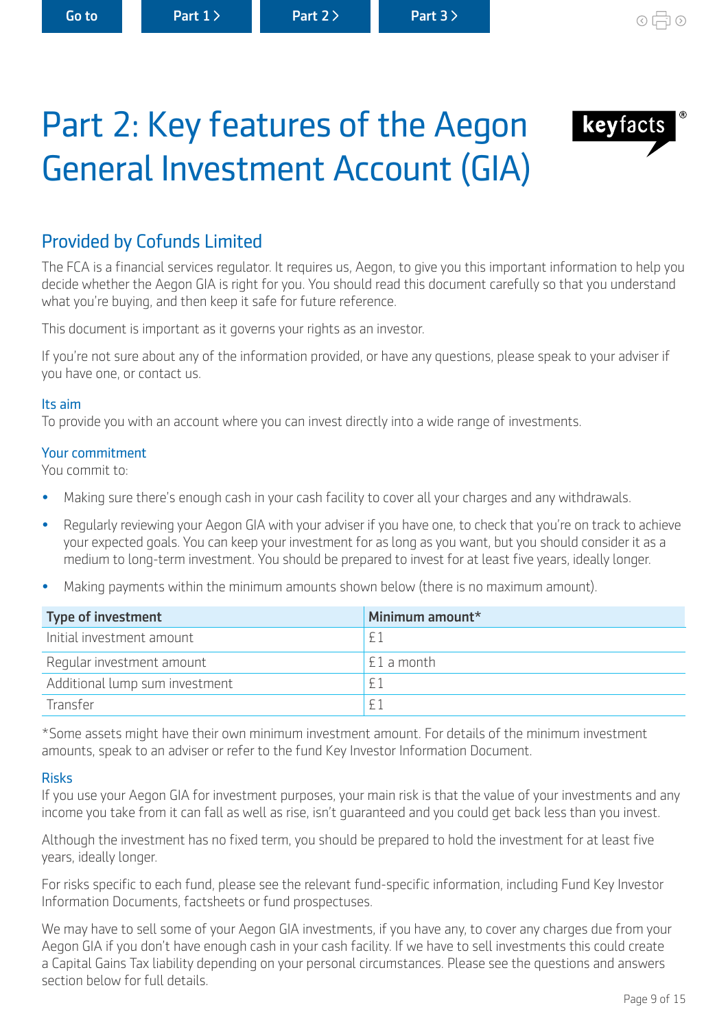# Part 2: Key features of the Aegon General Investment Account (GIA)

## Provided by Cofunds Limited

The FCA is a financial services regulator. It requires us, Aegon, to give you this important information to help you decide whether the Aegon GIA is right for you. You should read this document carefully so that you understand what you're buying, and then keep it safe for future reference.

This document is important as it governs your rights as an investor.

If you're not sure about any of the information provided, or have any questions, please speak to your adviser if you have one, or contact us.

### Its aim

To provide you with an account where you can invest directly into a wide range of investments.

### Your commitment

You commit to:

- Making sure there's enough cash in your cash facility to cover all your charges and any withdrawals.
- Regularly reviewing your Aegon GIA with your adviser if you have one, to check that you're on track to achieve your expected goals. You can keep your investment for as long as you want, but you should consider it as a medium to long-term investment. You should be prepared to invest for at least five years, ideally longer.
- Making payments within the minimum amounts shown below (there is no maximum amount).

| Type of investment | Minimum amount* |
|---|---|
| Initial investment amount | £1 |
| Regular investment amount | £1 a month |
| Additional lump sum investment | £1 |
| Transfer | £1 |

*Some assets might have their own minimum investment amount. For details of the minimum investment amounts, speak to an adviser or refer to the fund Key Investor Information Document.

### Risks

If you use your Aegon GIA for investment purposes, your main risk is that the value of your investments and any income you take from it can fall as well as rise, isn't guaranteed and you could get back less than you invest.

Although the investment has no fixed term, you should be prepared to hold the investment for at least five years, ideally longer.

For risks specific to each fund, please see the relevant fund-specific information, including Fund Key Investor Information Documents, factsheets or fund prospectuses.

We may have to sell some of your Aegon GIA investments, if you have any, to cover any charges due from your Aegon GIA if you don't have enough cash in your cash facility. If we have to sell investments this could create a Capital Gains Tax liability depending on your personal circumstances. Please see the questions and answers section below for full details.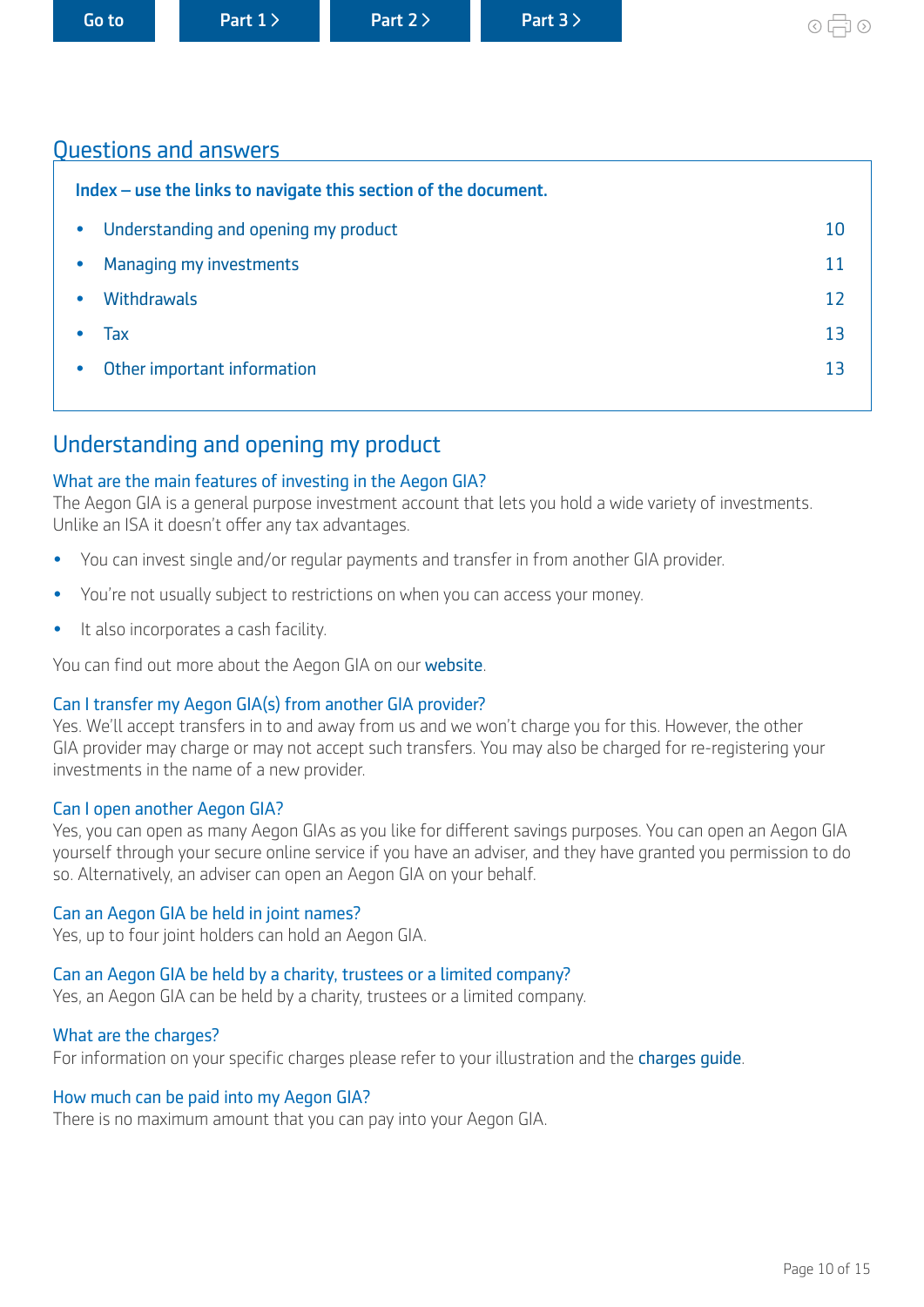## Questions and answers

**Index – use the links to navigate this section of the document.**

| | |
|---|---|
| • Understanding and opening my product | 10 |
| • Managing my investments | 11 |
| • Withdrawals | 12 |
| • Tax | 13 |
| • Other important information | 13 |

## Understanding and opening my product

### What are the main features of investing in the Aegon GIA?

The Aegon GIA is a general purpose investment account that lets you hold a wide variety of investments. Unlike an ISA it doesn't offer any tax advantages.

- You can invest single and/or regular payments and transfer in from another GIA provider.
- You're not usually subject to restrictions on when you can access your money.
- It also incorporates a cash facility.

You can find out more about the Aegon GIA on our website.

### Can I transfer my Aegon GIA(s) from another GIA provider?

Yes. We'll accept transfers in to and away from us and we won't charge you for this. However, the other GIA provider may charge or may not accept such transfers. You may also be charged for re-registering your investments in the name of a new provider.

### Can I open another Aegon GIA?

Yes, you can open as many Aegon GIAs as you like for different savings purposes. You can open an Aegon GIA yourself through your secure online service if you have an adviser, and they have granted you permission to do so. Alternatively, an adviser can open an Aegon GIA on your behalf.

### Can an Aegon GIA be held in joint names?

Yes, up to four joint holders can hold an Aegon GIA.

### Can an Aegon GIA be held by a charity, trustees or a limited company?

Yes, an Aegon GIA can be held by a charity, trustees or a limited company.

### What are the charges?

For information on your specific charges please refer to your illustration and the charges guide.

### How much can be paid into my Aegon GIA?

There is no maximum amount that you can pay into your Aegon GIA.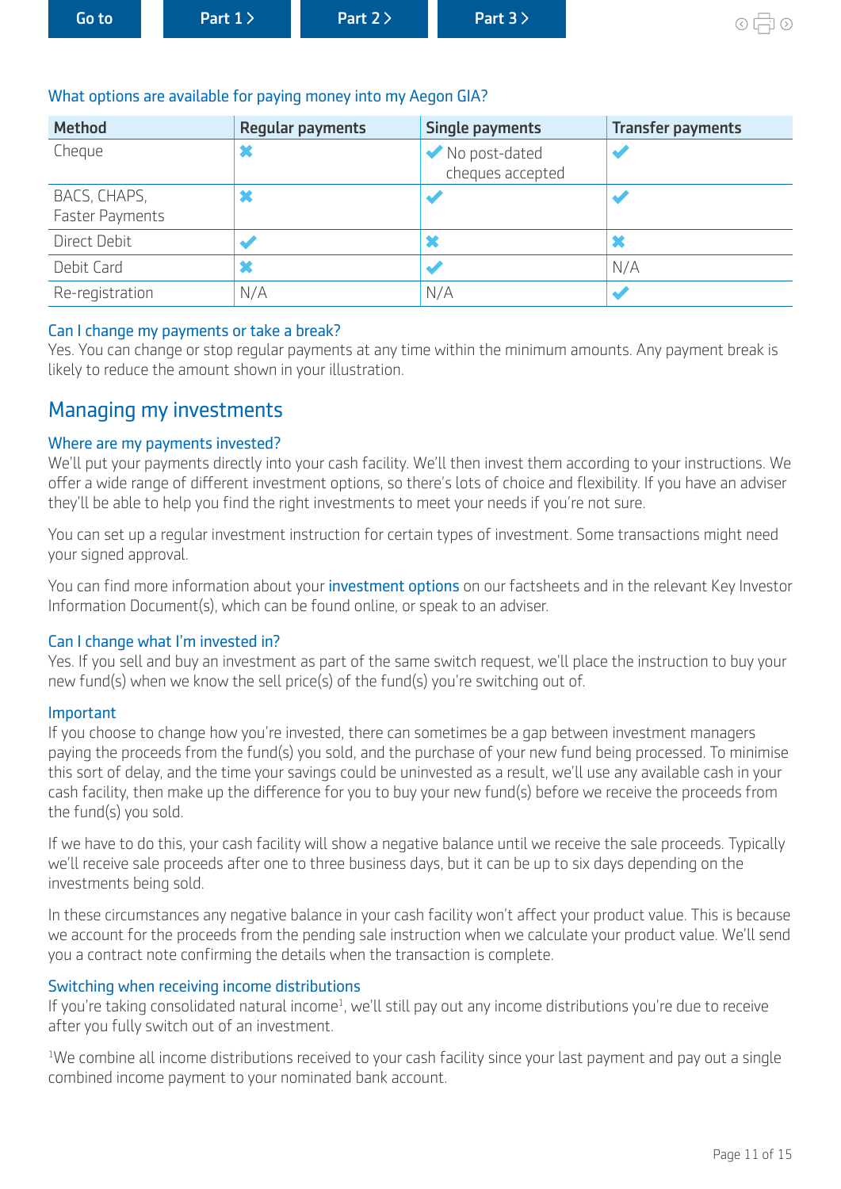### What options are available for paying money into my Aegon GIA?

| Method | Regular payments | Single payments | Transfer payments |
|---|---|---|---|
| Cheque | ✖ | ✔ No post-dated cheques accepted | ✔ |
| BACS, CHAPS, Faster Payments | ✖ | ✔ | ✔ |
| Direct Debit | ✔ | ✖ | ✖ |
| Debit Card | ✖ | ✔ | N/A |
| Re-registration | N/A | N/A | ✔ |

### Can I change my payments or take a break?

Yes. You can change or stop regular payments at any time within the minimum amounts. Any payment break is likely to reduce the amount shown in your illustration.

## Managing my investments

### Where are my payments invested?

We'll put your payments directly into your cash facility. We'll then invest them according to your instructions. We offer a wide range of different investment options, so there's lots of choice and flexibility. If you have an adviser they'll be able to help you find the right investments to meet your needs if you're not sure.

You can set up a regular investment instruction for certain types of investment. Some transactions might need your signed approval.

You can find more information about your investment options on our factsheets and in the relevant Key Investor Information Document(s), which can be found online, or speak to an adviser.

### Can I change what I'm invested in?

Yes. If you sell and buy an investment as part of the same switch request, we'll place the instruction to buy your new fund(s) when we know the sell price(s) of the fund(s) you're switching out of.

### Important

If you choose to change how you're invested, there can sometimes be a gap between investment managers paying the proceeds from the fund(s) you sold, and the purchase of your new fund being processed. To minimise this sort of delay, and the time your savings could be uninvested as a result, we'll use any available cash in your cash facility, then make up the difference for you to buy your new fund(s) before we receive the proceeds from the fund(s) you sold.

If we have to do this, your cash facility will show a negative balance until we receive the sale proceeds. Typically we'll receive sale proceeds after one to three business days, but it can be up to six days depending on the investments being sold.

In these circumstances any negative balance in your cash facility won't affect your product value. This is because we account for the proceeds from the pending sale instruction when we calculate your product value. We'll send you a contract note confirming the details when the transaction is complete.

### Switching when receiving income distributions

If you're taking consolidated natural income[1], we'll still pay out any income distributions you're due to receive after you fully switch out of an investment.

[1] We combine all income distributions received to your cash facility since your last payment and pay out a single combined income payment to your nominated bank account.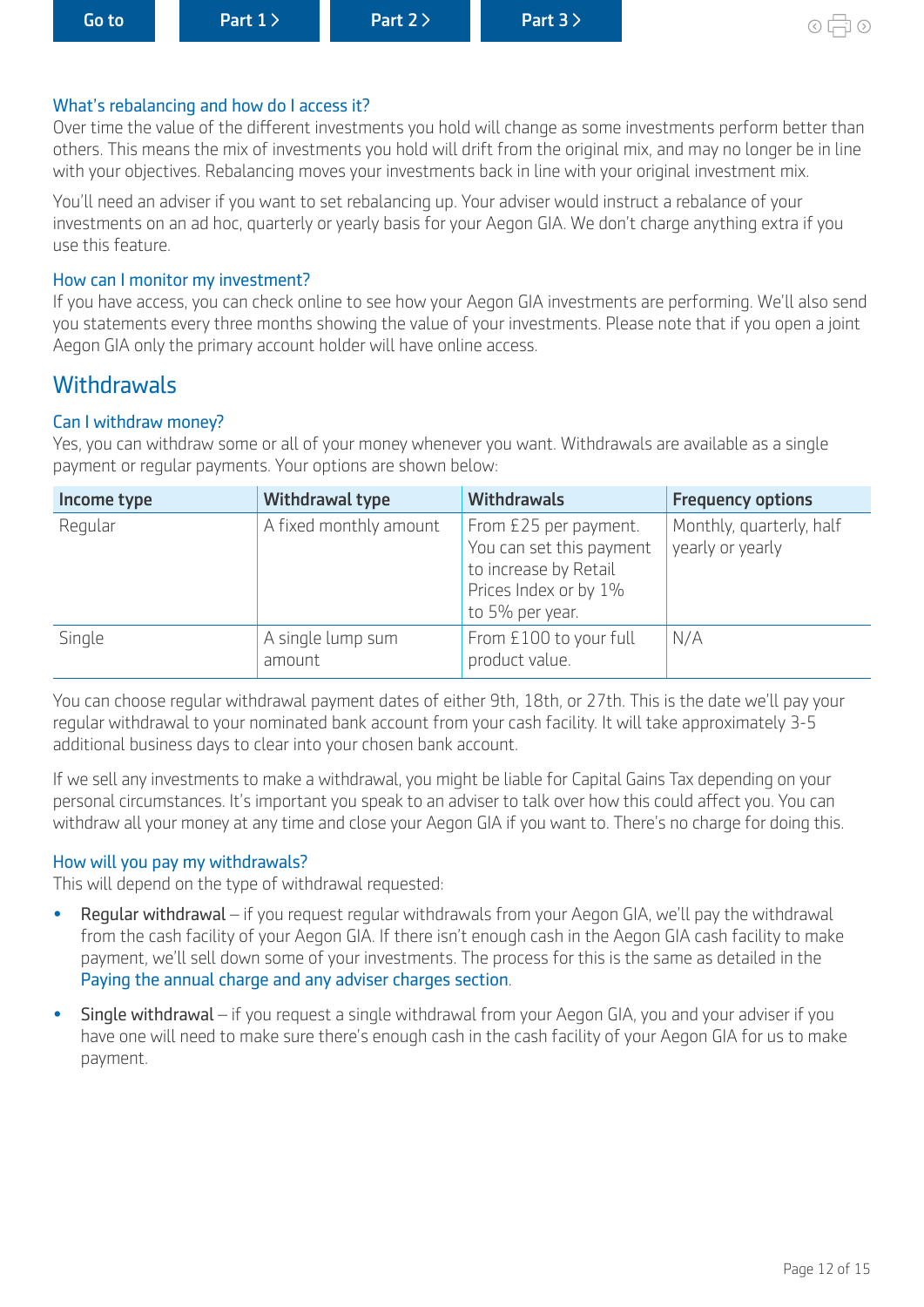### What's rebalancing and how do I access it?

Over time the value of the different investments you hold will change as some investments perform better than others. This means the mix of investments you hold will drift from the original mix, and may no longer be in line with your objectives. Rebalancing moves your investments back in line with your original investment mix.

You'll need an adviser if you want to set rebalancing up. Your adviser would instruct a rebalance of your investments on an ad hoc, quarterly or yearly basis for your Aegon GIA. We don't charge anything extra if you use this feature.

### How can I monitor my investment?

If you have access, you can check online to see how your Aegon GIA investments are performing. We'll also send you statements every three months showing the value of your investments. Please note that if you open a joint Aegon GIA only the primary account holder will have online access.

## Withdrawals

### Can I withdraw money?

Yes, you can withdraw some or all of your money whenever you want. Withdrawals are available as a single payment or regular payments. Your options are shown below:

| Income type | Withdrawal type | Withdrawals | Frequency options |
|---|---|---|---|
| Regular | A fixed monthly amount | From £25 per payment. You can set this payment to increase by Retail Prices Index or by 1% to 5% per year. | Monthly, quarterly, half yearly or yearly |
| Single | A single lump sum amount | From £100 to your full product value. | N/A |

You can choose regular withdrawal payment dates of either 9th, 18th, or 27th. This is the date we'll pay your regular withdrawal to your nominated bank account from your cash facility. It will take approximately 3-5 additional business days to clear into your chosen bank account.

If we sell any investments to make a withdrawal, you might be liable for Capital Gains Tax depending on your personal circumstances. It's important you speak to an adviser to talk over how this could affect you. You can withdraw all your money at any time and close your Aegon GIA if you want to. There's no charge for doing this.

### How will you pay my withdrawals?

This will depend on the type of withdrawal requested:

- Regular withdrawal – if you request regular withdrawals from your Aegon GIA, we'll pay the withdrawal from the cash facility of your Aegon GIA. If there isn't enough cash in the Aegon GIA cash facility to make payment, we'll sell down some of your investments. The process for this is the same as detailed in the Paying the annual charge and any adviser charges section.
- Single withdrawal – if you request a single withdrawal from your Aegon GIA, you and your adviser if you have one will need to make sure there's enough cash in the cash facility of your Aegon GIA for us to make payment.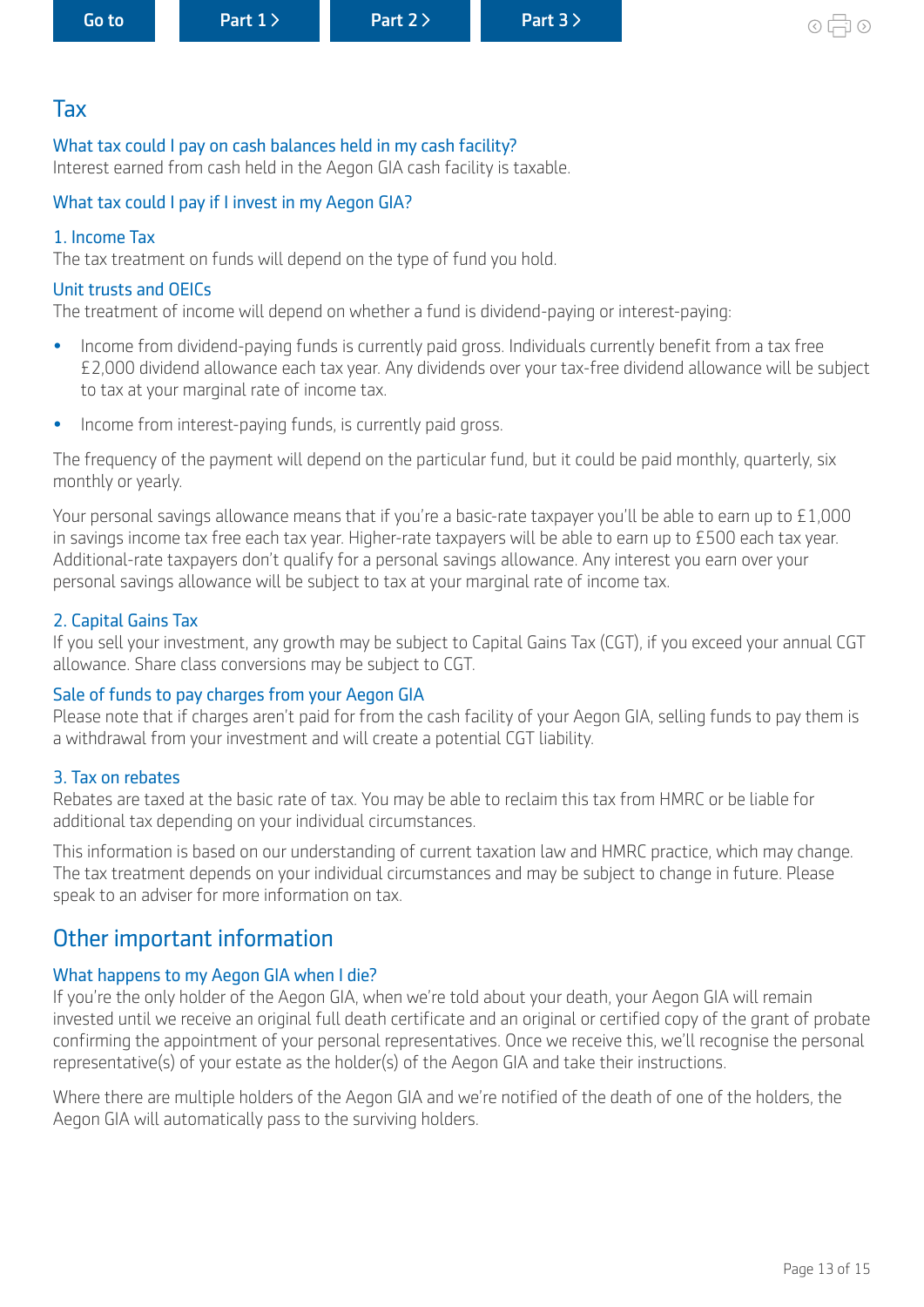## Tax

### What tax could I pay on cash balances held in my cash facility?

Interest earned from cash held in the Aegon GIA cash facility is taxable.

### What tax could I pay if I invest in my Aegon GIA?

#### 1. Income Tax

The tax treatment on funds will depend on the type of fund you hold.

#### Unit trusts and OEICs

The treatment of income will depend on whether a fund is dividend-paying or interest-paying:

- Income from dividend-paying funds is currently paid gross. Individuals currently benefit from a tax free £2,000 dividend allowance each tax year. Any dividends over your tax-free dividend allowance will be subject to tax at your marginal rate of income tax.
- Income from interest-paying funds, is currently paid gross.

The frequency of the payment will depend on the particular fund, but it could be paid monthly, quarterly, six monthly or yearly.

Your personal savings allowance means that if you're a basic-rate taxpayer you'll be able to earn up to £1,000 in savings income tax free each tax year. Higher-rate taxpayers will be able to earn up to £500 each tax year. Additional-rate taxpayers don't qualify for a personal savings allowance. Any interest you earn over your personal savings allowance will be subject to tax at your marginal rate of income tax.

#### 2. Capital Gains Tax

If you sell your investment, any growth may be subject to Capital Gains Tax (CGT), if you exceed your annual CGT allowance. Share class conversions may be subject to CGT.

#### Sale of funds to pay charges from your Aegon GIA

Please note that if charges aren't paid for from the cash facility of your Aegon GIA, selling funds to pay them is a withdrawal from your investment and will create a potential CGT liability.

#### 3. Tax on rebates

Rebates are taxed at the basic rate of tax. You may be able to reclaim this tax from HMRC or be liable for additional tax depending on your individual circumstances.

This information is based on our understanding of current taxation law and HMRC practice, which may change. The tax treatment depends on your individual circumstances and may be subject to change in future. Please speak to an adviser for more information on tax.

## Other important information

### What happens to my Aegon GIA when I die?

If you're the only holder of the Aegon GIA, when we're told about your death, your Aegon GIA will remain invested until we receive an original full death certificate and an original or certified copy of the grant of probate confirming the appointment of your personal representatives. Once we receive this, we'll recognise the personal representative(s) of your estate as the holder(s) of the Aegon GIA and take their instructions.

Where there are multiple holders of the Aegon GIA and we're notified of the death of one of the holders, the Aegon GIA will automatically pass to the surviving holders.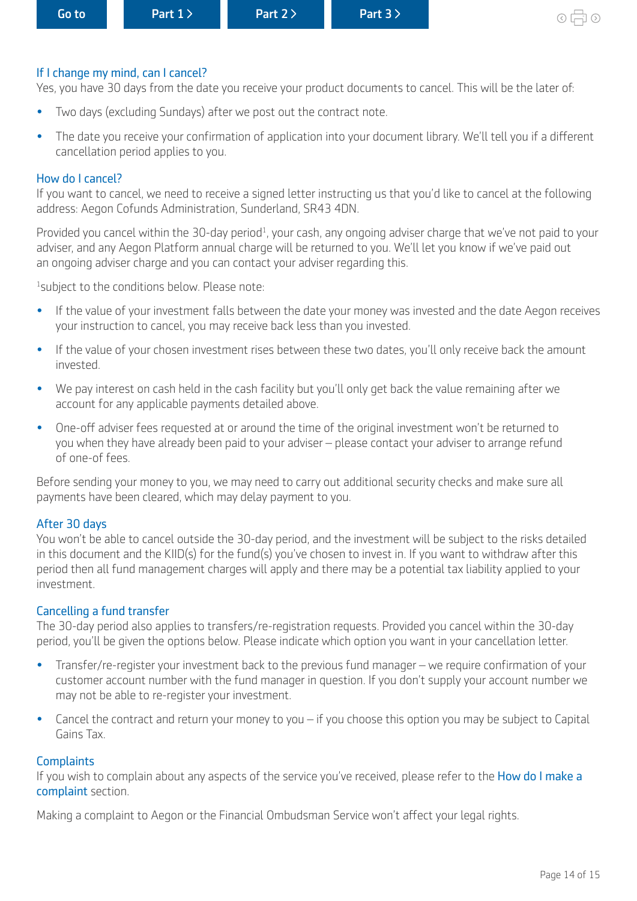### If I change my mind, can I cancel?

Yes, you have 30 days from the date you receive your product documents to cancel. This will be the later of:

- Two days (excluding Sundays) after we post out the contract note.
- The date you receive your confirmation of application into your document library. We'll tell you if a different cancellation period applies to you.

### How do I cancel?

If you want to cancel, we need to receive a signed letter instructing us that you'd like to cancel at the following address: Aegon Cofunds Administration, Sunderland, SR43 4DN.

Provided you cancel within the 30-day period[1], your cash, any ongoing adviser charge that we've not paid to your adviser, and any Aegon Platform annual charge will be returned to you. We'll let you know if we've paid out an ongoing adviser charge and you can contact your adviser regarding this.

[1]subject to the conditions below. Please note:

- If the value of your investment falls between the date your money was invested and the date Aegon receives your instruction to cancel, you may receive back less than you invested.
- If the value of your chosen investment rises between these two dates, you'll only receive back the amount invested.
- We pay interest on cash held in the cash facility but you'll only get back the value remaining after we account for any applicable payments detailed above.
- One-off adviser fees requested at or around the time of the original investment won't be returned to you when they have already been paid to your adviser – please contact your adviser to arrange refund of one-of fees.

Before sending your money to you, we may need to carry out additional security checks and make sure all payments have been cleared, which may delay payment to you.

### After 30 days

You won't be able to cancel outside the 30-day period, and the investment will be subject to the risks detailed in this document and the KIID(s) for the fund(s) you've chosen to invest in. If you want to withdraw after this period then all fund management charges will apply and there may be a potential tax liability applied to your investment.

### Cancelling a fund transfer

The 30-day period also applies to transfers/re-registration requests. Provided you cancel within the 30-day period, you'll be given the options below. Please indicate which option you want in your cancellation letter.

- Transfer/re-register your investment back to the previous fund manager – we require confirmation of your customer account number with the fund manager in question. If you don't supply your account number we may not be able to re-register your investment.
- Cancel the contract and return your money to you – if you choose this option you may be subject to Capital Gains Tax.

### Complaints

If you wish to complain about any aspects of the service you've received, please refer to the How do I make a complaint section.

Making a complaint to Aegon or the Financial Ombudsman Service won't affect your legal rights.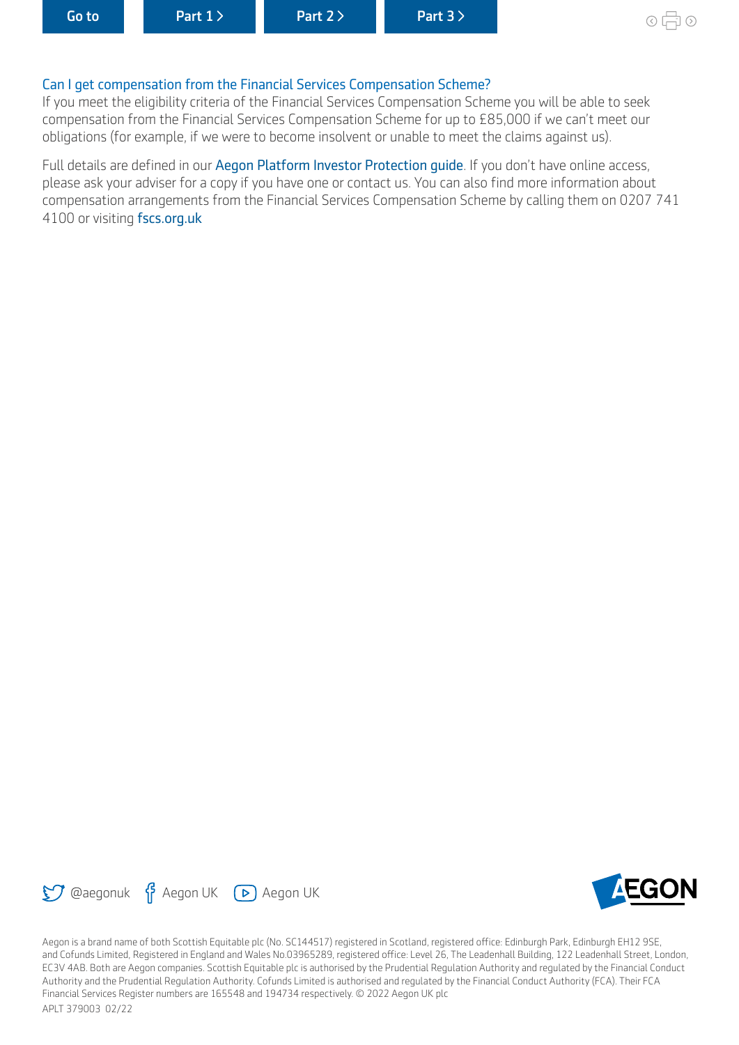### Can I get compensation from the Financial Services Compensation Scheme?

If you meet the eligibility criteria of the Financial Services Compensation Scheme you will be able to seek compensation from the Financial Services Compensation Scheme for up to £85,000 if we can't meet our obligations (for example, if we were to become insolvent or unable to meet the claims against us).

Full details are defined in our Aegon Platform Investor Protection guide. If you don't have online access, please ask your adviser for a copy if you have one or contact us. You can also find more information about compensation arrangements from the Financial Services Compensation Scheme by calling them on 0207 741 4100 or visiting fscs.org.uk

@aegonuk Aegon UK Aegon UK

Aegon is a brand name of both Scottish Equitable plc (No. SC144517) registered in Scotland, registered office: Edinburgh Park, Edinburgh EH12 9SE, and Cofunds Limited, Registered in England and Wales No.03965289, registered office: Level 26, The Leadenhall Building, 122 Leadenhall Street, London, EC3V 4AB. Both are Aegon companies. Scottish Equitable plc is authorised by the Prudential Regulation Authority and regulated by the Financial Conduct Authority and the Prudential Regulation Authority. Cofunds Limited is authorised and regulated by the Financial Conduct Authority (FCA). Their FCA Financial Services Register numbers are 165548 and 194734 respectively. © 2022 Aegon UK plc

APLT 379003 02/22